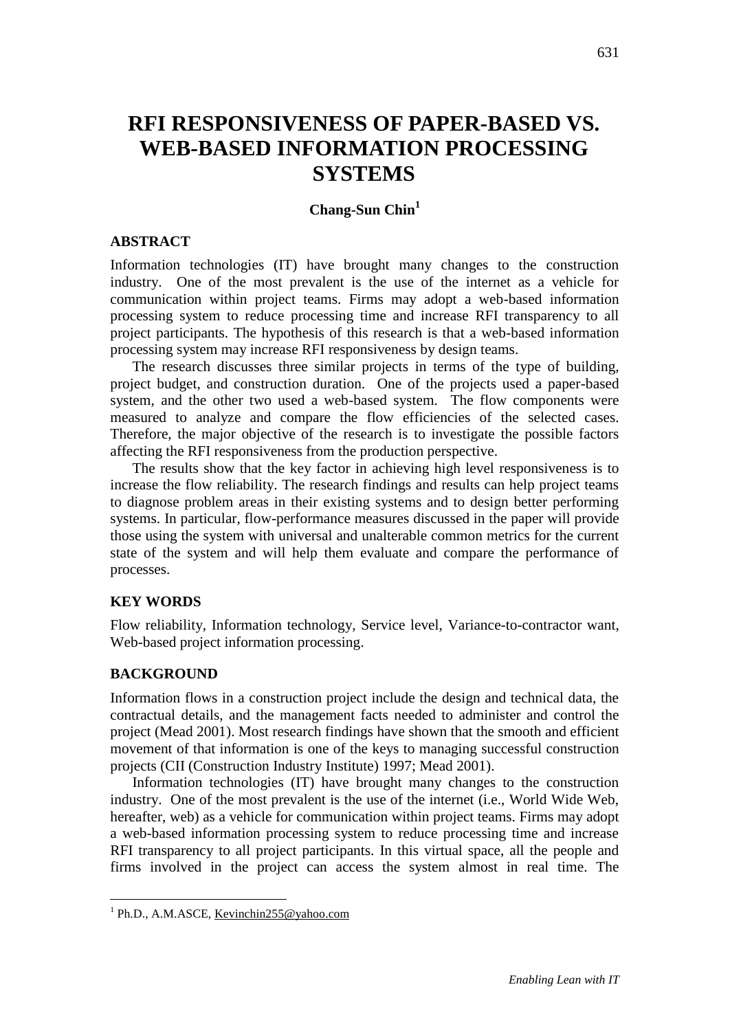# RFI RESPONSIVENESS OF PAPER-BASED VS. WEB-BASED INFORMATION PROCESSING SYSTEMS

**Chang-Sun Chin**[1]

## ABSTRACT

Information technologies (IT) have brought many changes to the construction industry. One of the most prevalent is the use of the internet as a vehicle for communication within project teams. Firms may adopt a web-based information processing system to reduce processing time and increase RFI transparency to all project participants. The hypothesis of this research is that a web-based information processing system may increase RFI responsiveness by design teams.

The research discusses three similar projects in terms of the type of building, project budget, and construction duration. One of the projects used a paper-based system, and the other two used a web-based system. The flow components were measured to analyze and compare the flow efficiencies of the selected cases. Therefore, the major objective of the research is to investigate the possible factors affecting the RFI responsiveness from the production perspective.

The results show that the key factor in achieving high level responsiveness is to increase the flow reliability. The research findings and results can help project teams to diagnose problem areas in their existing systems and to design better performing systems. In particular, flow-performance measures discussed in the paper will provide those using the system with universal and unalterable common metrics for the current state of the system and will help them evaluate and compare the performance of processes.

## KEY WORDS

Flow reliability, Information technology, Service level, Variance-to-contractor want, Web-based project information processing.

## BACKGROUND

Information flows in a construction project include the design and technical data, the contractual details, and the management facts needed to administer and control the project (Mead 2001). Most research findings have shown that the smooth and efficient movement of that information is one of the keys to managing successful construction projects (CII (Construction Industry Institute) 1997; Mead 2001).

Information technologies (IT) have brought many changes to the construction industry. One of the most prevalent is the use of the internet (i.e., World Wide Web, hereafter, web) as a vehicle for communication within project teams. Firms may adopt a web-based information processing system to reduce processing time and increase RFI transparency to all project participants. In this virtual space, all the people and firms involved in the project can access the system almost in real time. The

---

[1] Ph.D., A.M.ASCE, Kevinchin255@yahoo.com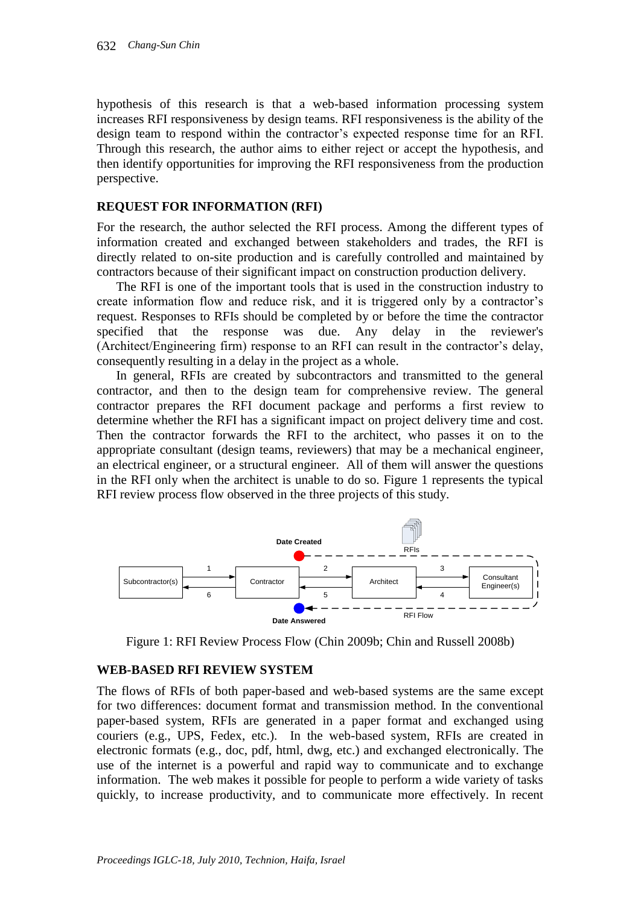hypothesis of this research is that a web-based information processing system increases RFI responsiveness by design teams. RFI responsiveness is the ability of the design team to respond within the contractor's expected response time for an RFI. Through this research, the author aims to either reject or accept the hypothesis, and then identify opportunities for improving the RFI responsiveness from the production perspective.

## REQUEST FOR INFORMATION (RFI)

For the research, the author selected the RFI process. Among the different types of information created and exchanged between stakeholders and trades, the RFI is directly related to on-site production and is carefully controlled and maintained by contractors because of their significant impact on construction production delivery.

The RFI is one of the important tools that is used in the construction industry to create information flow and reduce risk, and it is triggered only by a contractor's request. Responses to RFIs should be completed by or before the time the contractor specified that the response was due. Any delay in the reviewer's (Architect/Engineering firm) response to an RFI can result in the contractor's delay, consequently resulting in a delay in the project as a whole.

In general, RFIs are created by subcontractors and transmitted to the general contractor, and then to the design team for comprehensive review. The general contractor prepares the RFI document package and performs a first review to determine whether the RFI has a significant impact on project delivery time and cost. Then the contractor forwards the RFI to the architect, who passes it on to the appropriate consultant (design teams, reviewers) that may be a mechanical engineer, an electrical engineer, or a structural engineer. All of them will answer the questions in the RFI only when the architect is unable to do so. Figure 1 represents the typical RFI review process flow observed in the three projects of this study.

Figure 1: RFI Review Process Flow (Chin 2009b; Chin and Russell 2008b)

## WEB-BASED RFI REVIEW SYSTEM

The flows of RFIs of both paper-based and web-based systems are the same except for two differences: document format and transmission method. In the conventional paper-based system, RFIs are generated in a paper format and exchanged using couriers (e.g., UPS, Fedex, etc.). In the web-based system, RFIs are created in electronic formats (e.g., doc, pdf, html, dwg, etc.) and exchanged electronically. The use of the internet is a powerful and rapid way to communicate and to exchange information. The web makes it possible for people to perform a wide variety of tasks quickly, to increase productivity, and to communicate more effectively. In recent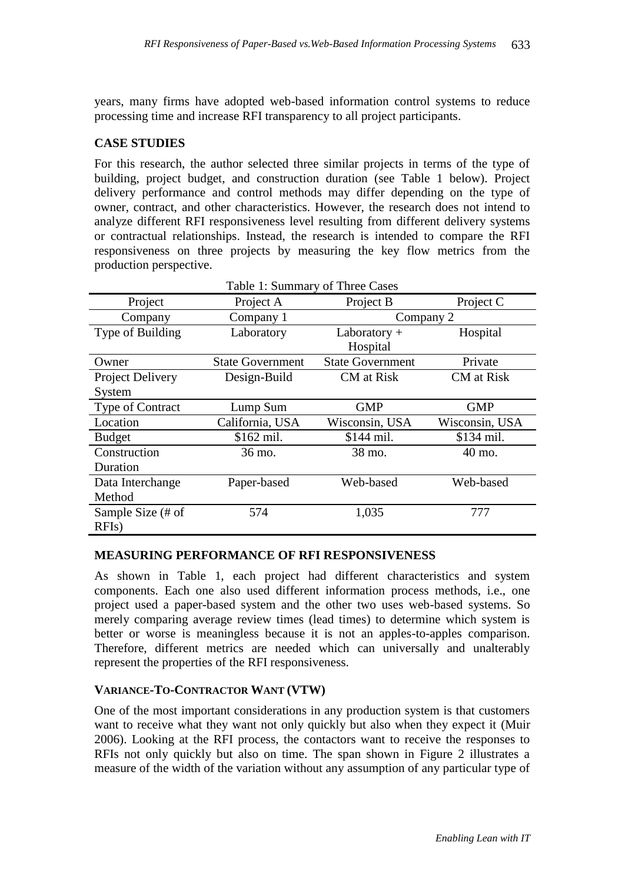years, many firms have adopted web-based information control systems to reduce processing time and increase RFI transparency to all project participants.

## CASE STUDIES

For this research, the author selected three similar projects in terms of the type of building, project budget, and construction duration (see Table 1 below). Project delivery performance and control methods may differ depending on the type of owner, contract, and other characteristics. However, the research does not intend to analyze different RFI responsiveness level resulting from different delivery systems or contractual relationships. Instead, the research is intended to compare the RFI responsiveness on three projects by measuring the key flow metrics from the production perspective.

Table 1: Summary of Three Cases

| Project | Project A | Project B | Project C |
|---|---|---|---|
| Company | Company 1 | Company 2 | |
| Type of Building | Laboratory | Laboratory + Hospital | Hospital |
| Owner | State Government | State Government | Private |
| Project Delivery System | Design-Build | CM at Risk | CM at Risk |
| Type of Contract | Lump Sum | GMP | GMP |
| Location | California, USA | Wisconsin, USA | Wisconsin, USA |
| Budget | $162 mil. | $144 mil. | $134 mil. |
| Construction Duration | 36 mo. | 38 mo. | 40 mo. |
| Data Interchange Method | Paper-based | Web-based | Web-based |
| Sample Size (# of RFIs) | 574 | 1,035 | 777 |

## MEASURING PERFORMANCE OF RFI RESPONSIVENESS

As shown in Table 1, each project had different characteristics and system components. Each one also used different information process methods, i.e., one project used a paper-based system and the other two uses web-based systems. So merely comparing average review times (lead times) to determine which system is better or worse is meaningless because it is not an apples-to-apples comparison. Therefore, different metrics are needed which can universally and unalterably represent the properties of the RFI responsiveness.

### VARIANCE-TO-CONTRACTOR WANT (VTW)

One of the most important considerations in any production system is that customers want to receive what they want not only quickly but also when they expect it (Muir 2006). Looking at the RFI process, the contactors want to receive the responses to RFIs not only quickly but also on time. The span shown in Figure 2 illustrates a measure of the width of the variation without any assumption of any particular type of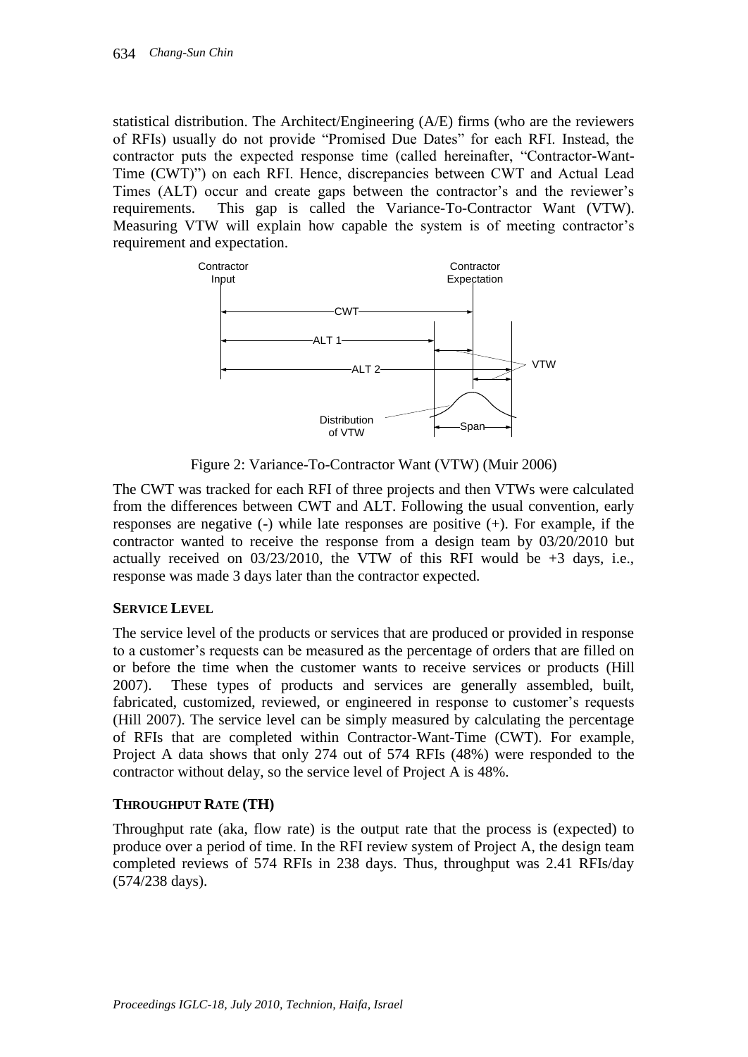statistical distribution. The Architect/Engineering (A/E) firms (who are the reviewers of RFIs) usually do not provide "Promised Due Dates" for each RFI. Instead, the contractor puts the expected response time (called hereinafter, "Contractor-Want-Time (CWT)") on each RFI. Hence, discrepancies between CWT and Actual Lead Times (ALT) occur and create gaps between the contractor's and the reviewer's requirements. This gap is called the Variance-To-Contractor Want (VTW). Measuring VTW will explain how capable the system is of meeting contractor's requirement and expectation.

Figure 2: Variance-To-Contractor Want (VTW) (Muir 2006)

The CWT was tracked for each RFI of three projects and then VTWs were calculated from the differences between CWT and ALT. Following the usual convention, early responses are negative (-) while late responses are positive (+). For example, if the contractor wanted to receive the response from a design team by 03/20/2010 but actually received on 03/23/2010, the VTW of this RFI would be +3 days, i.e., response was made 3 days later than the contractor expected.

## SERVICE LEVEL

The service level of the products or services that are produced or provided in response to a customer's requests can be measured as the percentage of orders that are filled on or before the time when the customer wants to receive services or products (Hill 2007). These types of products and services are generally assembled, built, fabricated, customized, reviewed, or engineered in response to customer's requests (Hill 2007). The service level can be simply measured by calculating the percentage of RFIs that are completed within Contractor-Want-Time (CWT). For example, Project A data shows that only 274 out of 574 RFIs (48%) were responded to the contractor without delay, so the service level of Project A is 48%.

## THROUGHPUT RATE (TH)

Throughput rate (aka, flow rate) is the output rate that the process is (expected) to produce over a period of time. In the RFI review system of Project A, the design team completed reviews of 574 RFIs in 238 days. Thus, throughput was 2.41 RFIs/day (574/238 days).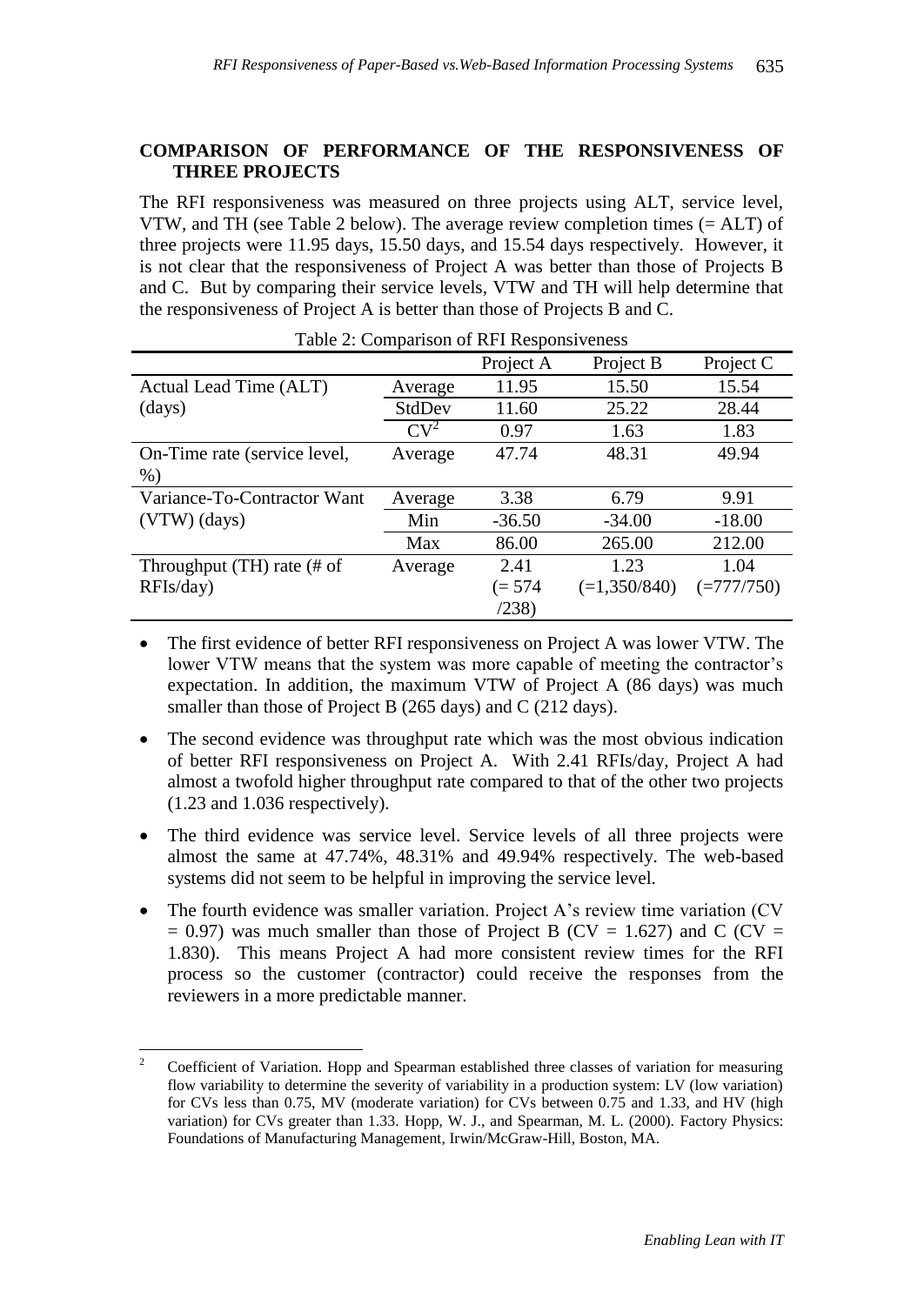## COMPARISON OF PERFORMANCE OF THE RESPONSIVENESS OF THREE PROJECTS

The RFI responsiveness was measured on three projects using ALT, service level, VTW, and TH (see Table 2 below). The average review completion times (= ALT) of three projects were 11.95 days, 15.50 days, and 15.54 days respectively. However, it is not clear that the responsiveness of Project A was better than those of Projects B and C. But by comparing their service levels, VTW and TH will help determine that the responsiveness of Project A is better than those of Projects B and C.

Table 2: Comparison of RFI Responsiveness

| | | Project A | Project B | Project C |
|---|---|---|---|---|
| Actual Lead Time (ALT) (days) | Average | 11.95 | 15.50 | 15.54 |
| | StdDev | 11.60 | 25.22 | 28.44 |
| | CV[2] | 0.97 | 1.63 | 1.83 |
| On-Time rate (service level, %) | Average | 47.74 | 48.31 | 49.94 |
| Variance-To-Contractor Want (VTW) (days) | Average | 3.38 | 6.79 | 9.91 |
| | Min | -36.50 | -34.00 | -18.00 |
| | Max | 86.00 | 265.00 | 212.00 |
| Throughput (TH) rate (# of RFIs/day) | Average | 2.41 (= 574 /238) | 1.23 (=1,350/840) | 1.04 (=777/750) |

- The first evidence of better RFI responsiveness on Project A was lower VTW. The lower VTW means that the system was more capable of meeting the contractor's expectation. In addition, the maximum VTW of Project A (86 days) was much smaller than those of Project B (265 days) and C (212 days).
- The second evidence was throughput rate which was the most obvious indication of better RFI responsiveness on Project A. With 2.41 RFIs/day, Project A had almost a twofold higher throughput rate compared to that of the other two projects (1.23 and 1.036 respectively).
- The third evidence was service level. Service levels of all three projects were almost the same at 47.74%, 48.31% and 49.94% respectively. The web-based systems did not seem to be helpful in improving the service level.
- The fourth evidence was smaller variation. Project A's review time variation (CV = 0.97) was much smaller than those of Project B (CV = 1.627) and C (CV = 1.830). This means Project A had more consistent review times for the RFI process so the customer (contractor) could receive the responses from the reviewers in a more predictable manner.

[2] Coefficient of Variation. Hopp and Spearman established three classes of variation for measuring flow variability to determine the severity of variability in a production system: LV (low variation) for CVs less than 0.75, MV (moderate variation) for CVs between 0.75 and 1.33, and HV (high variation) for CVs greater than 1.33. Hopp, W. J., and Spearman, M. L. (2000). Factory Physics: Foundations of Manufacturing Management, Irwin/McGraw-Hill, Boston, MA.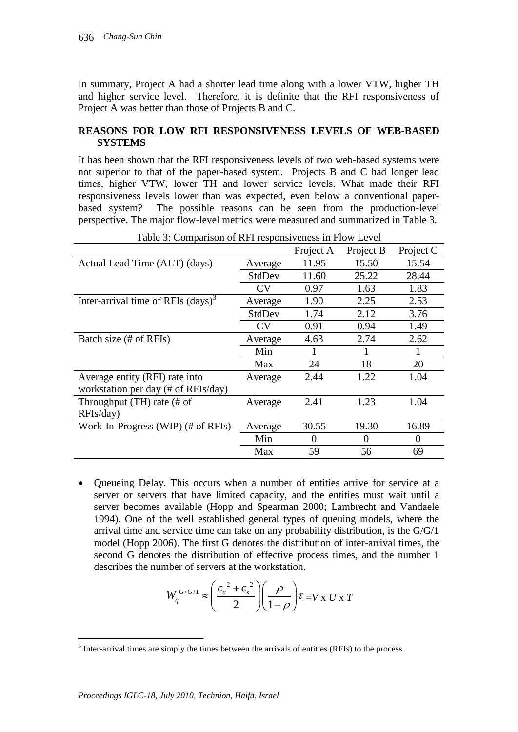In summary, Project A had a shorter lead time along with a lower VTW, higher TH and higher service level. Therefore, it is definite that the RFI responsiveness of Project A was better than those of Projects B and C.

## REASONS FOR LOW RFI RESPONSIVENESS LEVELS OF WEB-BASED SYSTEMS

It has been shown that the RFI responsiveness levels of two web-based systems were not superior to that of the paper-based system. Projects B and C had longer lead times, higher VTW, lower TH and lower service levels. What made their RFI responsiveness levels lower than was expected, even below a conventional paper-based system? The possible reasons can be seen from the production-level perspective. The major flow-level metrics were measured and summarized in Table 3.

Table 3: Comparison of RFI responsiveness in Flow Level

| | | Project A | Project B | Project C |
|---|---|---|---|---|
| Actual Lead Time (ALT) (days) | Average | 11.95 | 15.50 | 15.54 |
| | StdDev | 11.60 | 25.22 | 28.44 |
| | CV | 0.97 | 1.63 | 1.83 |
| Inter-arrival time of RFIs (days)[3] | Average | 1.90 | 2.25 | 2.53 |
| | StdDev | 1.74 | 2.12 | 3.76 |
| | CV | 0.91 | 0.94 | 1.49 |
| Batch size (# of RFIs) | Average | 4.63 | 2.74 | 2.62 |
| | Min | 1 | 1 | 1 |
| | Max | 24 | 18 | 20 |
| Average entity (RFI) rate into workstation per day (# of RFIs/day) | Average | 2.44 | 1.22 | 1.04 |
| Throughput (TH) rate (# of RFIs/day) | Average | 2.41 | 1.23 | 1.04 |
| Work-In-Progress (WIP) (# of RFIs) | Average | 30.55 | 19.30 | 16.89 |
| | Min | 0 | 0 | 0 |
| | Max | 59 | 56 | 69 |

- Queueing Delay. This occurs when a number of entities arrive for service at a server or servers that have limited capacity, and the entities must wait until a server becomes available (Hopp and Spearman 2000; Lambrecht and Vandaele 1994). One of the well established general types of queuing models, where the arrival time and service time can take on any probability distribution, is the G/G/1 model (Hopp 2006). The first G denotes the distribution of inter-arrival times, the second G denotes the distribution of effective process times, and the number 1 describes the number of servers at the workstation.

$$W_q^{G/G/1} \approx \left(\frac{c_a^{\,2}+c_s^{\,2}}{2}\right)\left(\frac{\rho}{1-\rho}\right)\tau = V \text{ x } U \text{ x } T$$

[3] Inter-arrival times are simply the times between the arrivals of entities (RFIs) to the process.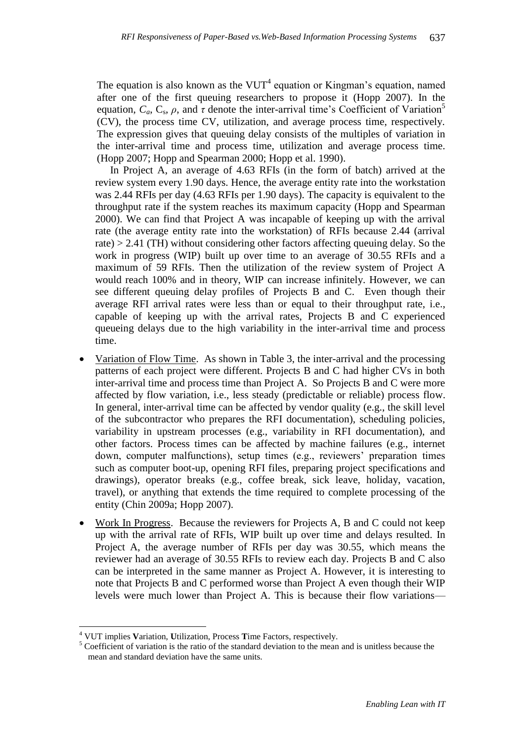The equation is also known as the VUT[4] equation or Kingman's equation, named after one of the first queuing researchers to propose it (Hopp 2007). In the equation, $C_a$, $C_s$, $\rho$, and $\tau$ denote the inter-arrival time's Coefficient of Variation[5] (CV), the process time CV, utilization, and average process time, respectively. The expression gives that queuing delay consists of the multiples of variation in the inter-arrival time and process time, utilization and average process time. (Hopp 2007; Hopp and Spearman 2000; Hopp et al. 1990).

In Project A, an average of 4.63 RFIs (in the form of batch) arrived at the review system every 1.90 days. Hence, the average entity rate into the workstation was 2.44 RFIs per day (4.63 RFIs per 1.90 days). The capacity is equivalent to the throughput rate if the system reaches its maximum capacity (Hopp and Spearman 2000). We can find that Project A was incapable of keeping up with the arrival rate (the average entity rate into the workstation) of RFIs because 2.44 (arrival rate) > 2.41 (TH) without considering other factors affecting queuing delay. So the work in progress (WIP) built up over time to an average of 30.55 RFIs and a maximum of 59 RFIs. Then the utilization of the review system of Project A would reach 100% and in theory, WIP can increase infinitely. However, we can see different queuing delay profiles of Projects B and C. Even though their average RFI arrival rates were less than or equal to their throughput rate, i.e., capable of keeping up with the arrival rates, Projects B and C experienced queueing delays due to the high variability in the inter-arrival time and process time.

- Variation of Flow Time. As shown in Table 3, the inter-arrival and the processing patterns of each project were different. Projects B and C had higher CVs in both inter-arrival time and process time than Project A. So Projects B and C were more affected by flow variation, i.e., less steady (predictable or reliable) process flow. In general, inter-arrival time can be affected by vendor quality (e.g., the skill level of the subcontractor who prepares the RFI documentation), scheduling policies, variability in upstream processes (e.g., variability in RFI documentation), and other factors. Process times can be affected by machine failures (e.g., internet down, computer malfunctions), setup times (e.g., reviewers' preparation times such as computer boot-up, opening RFI files, preparing project specifications and drawings), operator breaks (e.g., coffee break, sick leave, holiday, vacation, travel), or anything that extends the time required to complete processing of the entity (Chin 2009a; Hopp 2007).
- Work In Progress. Because the reviewers for Projects A, B and C could not keep up with the arrival rate of RFIs, WIP built up over time and delays resulted. In Project A, the average number of RFIs per day was 30.55, which means the reviewer had an average of 30.55 RFIs to review each day. Projects B and C also can be interpreted in the same manner as Project A. However, it is interesting to note that Projects B and C performed worse than Project A even though their WIP levels were much lower than Project A. This is because their flow variations—

[4] VUT implies **V**ariation, **U**tilization, Process **T**ime Factors, respectively.

[5] Coefficient of variation is the ratio of the standard deviation to the mean and is unitless because the mean and standard deviation have the same units.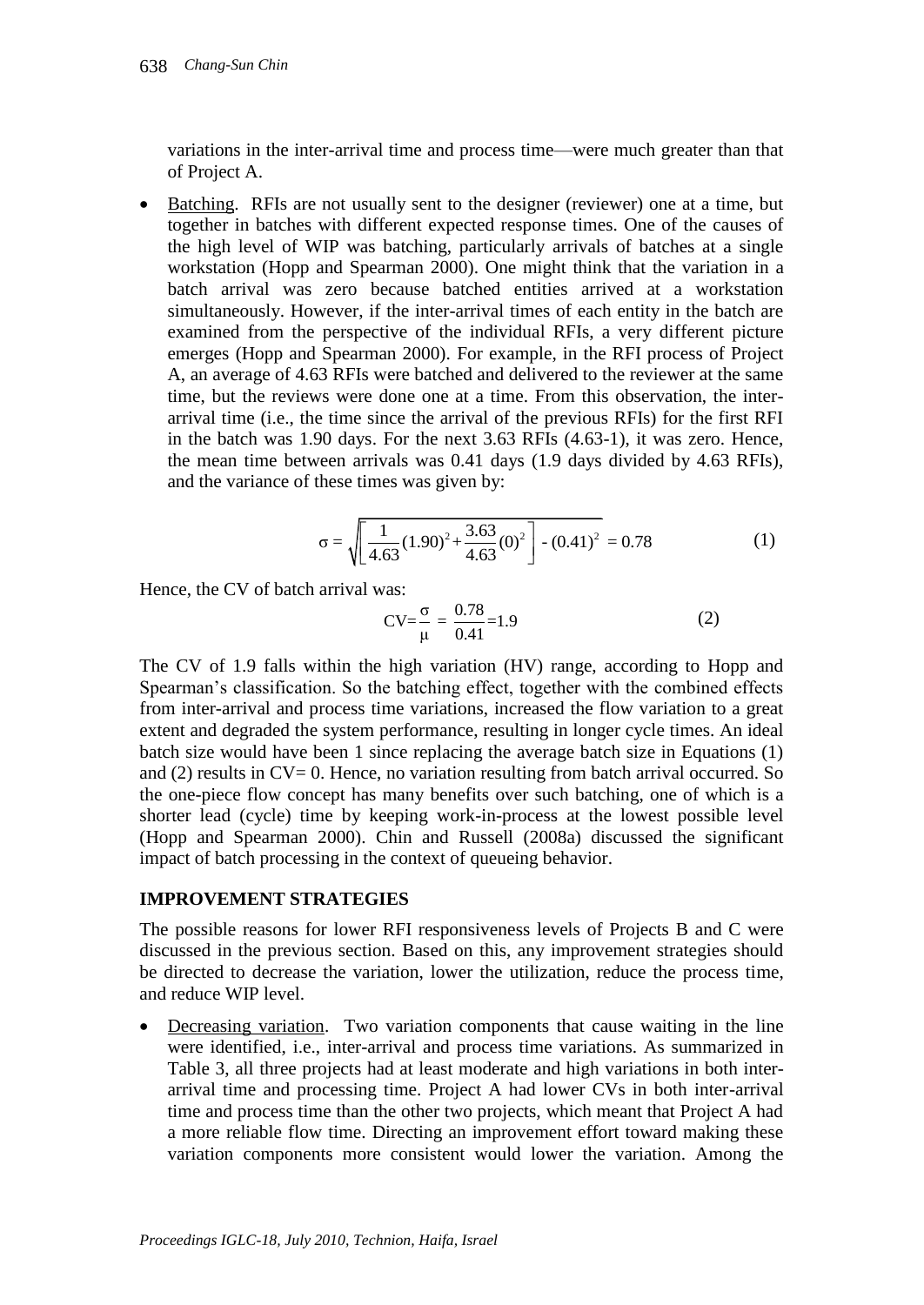variations in the inter-arrival time and process time—were much greater than that of Project A.

- Batching. RFIs are not usually sent to the designer (reviewer) one at a time, but together in batches with different expected response times. One of the causes of the high level of WIP was batching, particularly arrivals of batches at a single workstation (Hopp and Spearman 2000). One might think that the variation in a batch arrival was zero because batched entities arrived at a workstation simultaneously. However, if the inter-arrival times of each entity in the batch are examined from the perspective of the individual RFIs, a very different picture emerges (Hopp and Spearman 2000). For example, in the RFI process of Project A, an average of 4.63 RFIs were batched and delivered to the reviewer at the same time, but the reviews were done one at a time. From this observation, the inter-arrival time (i.e., the time since the arrival of the previous RFIs) for the first RFI in the batch was 1.90 days. For the next 3.63 RFIs (4.63-1), it was zero. Hence, the mean time between arrivals was 0.41 days (1.9 days divided by 4.63 RFIs), and the variance of these times was given by:

$$\sigma = \sqrt{\left[\frac{1}{4.63}(1.90)^2 + \frac{3.63}{4.63}(0)^2\right] - (0.41)^2} = 0.78 \tag{1}$$

Hence, the CV of batch arrival was:

$$\text{CV} = \frac{\sigma}{\mu} = \frac{0.78}{0.41} = 1.9 \tag{2}$$

The CV of 1.9 falls within the high variation (HV) range, according to Hopp and Spearman's classification. So the batching effect, together with the combined effects from inter-arrival and process time variations, increased the flow variation to a great extent and degraded the system performance, resulting in longer cycle times. An ideal batch size would have been 1 since replacing the average batch size in Equations (1) and (2) results in CV= 0. Hence, no variation resulting from batch arrival occurred. So the one-piece flow concept has many benefits over such batching, one of which is a shorter lead (cycle) time by keeping work-in-process at the lowest possible level (Hopp and Spearman 2000). Chin and Russell (2008a) discussed the significant impact of batch processing in the context of queueing behavior.

## IMPROVEMENT STRATEGIES

The possible reasons for lower RFI responsiveness levels of Projects B and C were discussed in the previous section. Based on this, any improvement strategies should be directed to decrease the variation, lower the utilization, reduce the process time, and reduce WIP level.

- Decreasing variation. Two variation components that cause waiting in the line were identified, i.e., inter-arrival and process time variations. As summarized in Table 3, all three projects had at least moderate and high variations in both inter-arrival time and processing time. Project A had lower CVs in both inter-arrival time and process time than the other two projects, which meant that Project A had a more reliable flow time. Directing an improvement effort toward making these variation components more consistent would lower the variation. Among the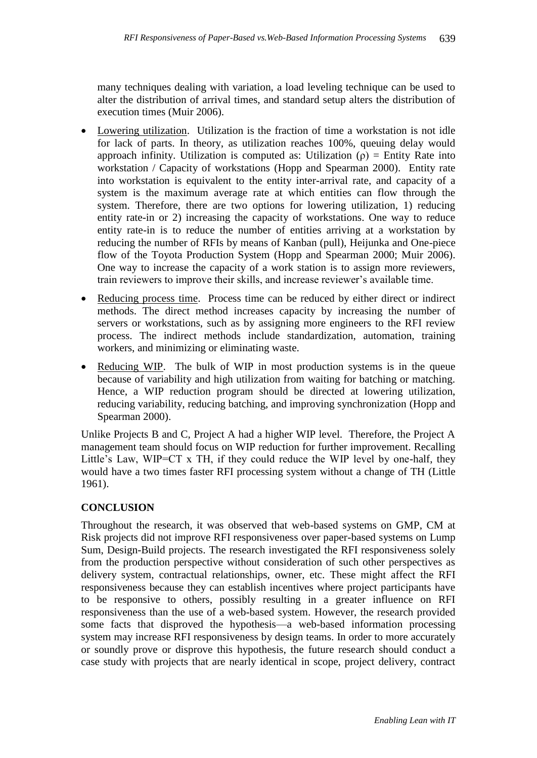many techniques dealing with variation, a load leveling technique can be used to alter the distribution of arrival times, and standard setup alters the distribution of execution times (Muir 2006).

- Lowering utilization. Utilization is the fraction of time a workstation is not idle for lack of parts. In theory, as utilization reaches 100%, queuing delay would approach infinity. Utilization is computed as: Utilization ($\rho$) = Entity Rate into workstation / Capacity of workstations (Hopp and Spearman 2000). Entity rate into workstation is equivalent to the entity inter-arrival rate, and capacity of a system is the maximum average rate at which entities can flow through the system. Therefore, there are two options for lowering utilization, 1) reducing entity rate-in or 2) increasing the capacity of workstations. One way to reduce entity rate-in is to reduce the number of entities arriving at a workstation by reducing the number of RFIs by means of Kanban (pull), Heijunka and One-piece flow of the Toyota Production System (Hopp and Spearman 2000; Muir 2006). One way to increase the capacity of a work station is to assign more reviewers, train reviewers to improve their skills, and increase reviewer's available time.
- Reducing process time. Process time can be reduced by either direct or indirect methods. The direct method increases capacity by increasing the number of servers or workstations, such as by assigning more engineers to the RFI review process. The indirect methods include standardization, automation, training workers, and minimizing or eliminating waste.
- Reducing WIP. The bulk of WIP in most production systems is in the queue because of variability and high utilization from waiting for batching or matching. Hence, a WIP reduction program should be directed at lowering utilization, reducing variability, reducing batching, and improving synchronization (Hopp and Spearman 2000).

Unlike Projects B and C, Project A had a higher WIP level. Therefore, the Project A management team should focus on WIP reduction for further improvement. Recalling Little's Law, WIP=CT x TH, if they could reduce the WIP level by one-half, they would have a two times faster RFI processing system without a change of TH (Little 1961).

## CONCLUSION

Throughout the research, it was observed that web-based systems on GMP, CM at Risk projects did not improve RFI responsiveness over paper-based systems on Lump Sum, Design-Build projects. The research investigated the RFI responsiveness solely from the production perspective without consideration of such other perspectives as delivery system, contractual relationships, owner, etc. These might affect the RFI responsiveness because they can establish incentives where project participants have to be responsive to others, possibly resulting in a greater influence on RFI responsiveness than the use of a web-based system. However, the research provided some facts that disproved the hypothesis—a web-based information processing system may increase RFI responsiveness by design teams. In order to more accurately or soundly prove or disprove this hypothesis, the future research should conduct a case study with projects that are nearly identical in scope, project delivery, contract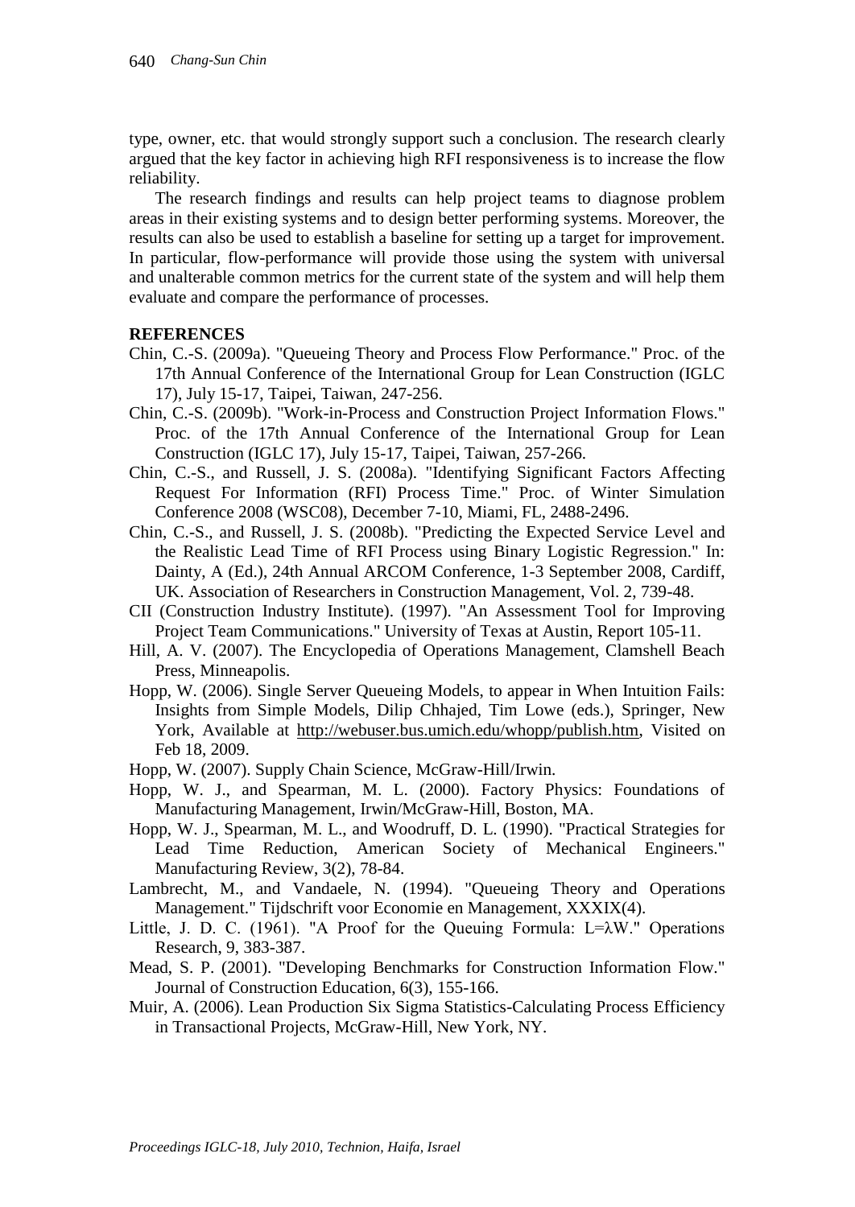type, owner, etc. that would strongly support such a conclusion. The research clearly argued that the key factor in achieving high RFI responsiveness is to increase the flow reliability.

The research findings and results can help project teams to diagnose problem areas in their existing systems and to design better performing systems. Moreover, the results can also be used to establish a baseline for setting up a target for improvement. In particular, flow-performance will provide those using the system with universal and unalterable common metrics for the current state of the system and will help them evaluate and compare the performance of processes.

## REFERENCES

Chin, C.-S. (2009a). "Queueing Theory and Process Flow Performance." Proc. of the 17th Annual Conference of the International Group for Lean Construction (IGLC 17), July 15-17, Taipei, Taiwan, 247-256.

Chin, C.-S. (2009b). "Work-in-Process and Construction Project Information Flows." Proc. of the 17th Annual Conference of the International Group for Lean Construction (IGLC 17), July 15-17, Taipei, Taiwan, 257-266.

Chin, C.-S., and Russell, J. S. (2008a). "Identifying Significant Factors Affecting Request For Information (RFI) Process Time." Proc. of Winter Simulation Conference 2008 (WSC08), December 7-10, Miami, FL, 2488-2496.

Chin, C.-S., and Russell, J. S. (2008b). "Predicting the Expected Service Level and the Realistic Lead Time of RFI Process using Binary Logistic Regression." In: Dainty, A (Ed.), 24th Annual ARCOM Conference, 1-3 September 2008, Cardiff, UK. Association of Researchers in Construction Management, Vol. 2, 739-48.

CII (Construction Industry Institute). (1997). "An Assessment Tool for Improving Project Team Communications." University of Texas at Austin, Report 105-11.

Hill, A. V. (2007). The Encyclopedia of Operations Management, Clamshell Beach Press, Minneapolis.

Hopp, W. (2006). Single Server Queueing Models, to appear in When Intuition Fails: Insights from Simple Models, Dilip Chhajed, Tim Lowe (eds.), Springer, New York, Available at http://webuser.bus.umich.edu/whopp/publish.htm, Visited on Feb 18, 2009.

Hopp, W. (2007). Supply Chain Science, McGraw-Hill/Irwin.

Hopp, W. J., and Spearman, M. L. (2000). Factory Physics: Foundations of Manufacturing Management, Irwin/McGraw-Hill, Boston, MA.

Hopp, W. J., Spearman, M. L., and Woodruff, D. L. (1990). "Practical Strategies for Lead Time Reduction, American Society of Mechanical Engineers." Manufacturing Review, 3(2), 78-84.

Lambrecht, M., and Vandaele, N. (1994). "Queueing Theory and Operations Management." Tijdschrift voor Economie en Management, XXXIX(4).

Little, J. D. C. (1961). "A Proof for the Queuing Formula: $L=\lambda W$." Operations Research, 9, 383-387.

Mead, S. P. (2001). "Developing Benchmarks for Construction Information Flow." Journal of Construction Education, 6(3), 155-166.

Muir, A. (2006). Lean Production Six Sigma Statistics-Calculating Process Efficiency in Transactional Projects, McGraw-Hill, New York, NY.